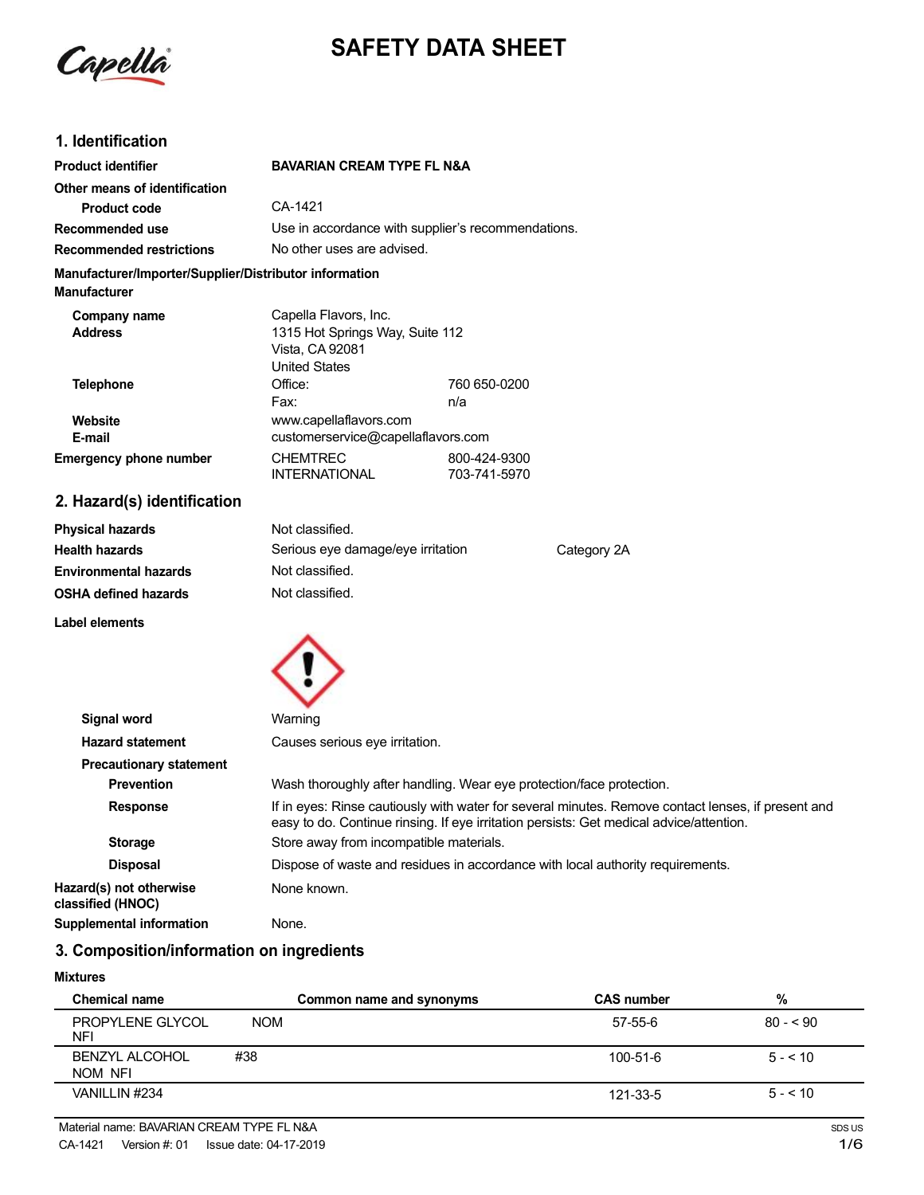# SAFETY DATA SHEET

## 1. Identification

| | | |
|---|---|---|
| **Product identifier** | **BAVARIAN CREAM TYPE FL N&A** | |
| **Other means of identification** | | |
| **Product code** | CA-1421 | |
| **Recommended use** | Use in accordance with supplier's recommendations. | |
| **Recommended restrictions** | No other uses are advised. | |

**Manufacturer/Importer/Supplier/Distributor information**

**Manufacturer**

| | | |
|---|---|---|
| **Company name** | Capella Flavors, Inc. | |
| **Address** | 1315 Hot Springs Way, Suite 112<br>Vista, CA 92081<br>United States | |
| **Telephone** | Office: | 760 650-0200 |
| | Fax: | n/a |
| **Website** | www.capellaflavors.com | |
| **E-mail** | customerservice@capellaflavors.com | |
| **Emergency phone number** | CHEMTREC | 800-424-9300 |
| | INTERNATIONAL | 703-741-5970 |

## 2. Hazard(s) identification

| | | |
|---|---|---|
| **Physical hazards** | Not classified. | |
| **Health hazards** | Serious eye damage/eye irritation | Category 2A |
| **Environmental hazards** | Not classified. | |
| **OSHA defined hazards** | Not classified. | |

**Label elements**

| | |
|---|---|
| **Signal word** | Warning |
| **Hazard statement** | Causes serious eye irritation. |
| **Precautionary statement** | |
| **Prevention** | Wash thoroughly after handling. Wear eye protection/face protection. |
| **Response** | If in eyes: Rinse cautiously with water for several minutes. Remove contact lenses, if present and easy to do. Continue rinsing. If eye irritation persists: Get medical advice/attention. |
| **Storage** | Store away from incompatible materials. |
| **Disposal** | Dispose of waste and residues in accordance with local authority requirements. |
| **Hazard(s) not otherwise classified (HNOC)** | None known. |
| **Supplemental information** | None. |

## 3. Composition/information on ingredients

**Mixtures**

| Chemical name | Common name and synonyms | CAS number | % |
|---|---|---|---|
| PROPYLENE GLYCOL NOM NFI | | 57-55-6 | 80 - < 90 |
| BENZYL ALCOHOL #38 NOM NFI | | 100-51-6 | 5 - < 10 |
| VANILLIN #234 | | 121-33-5 | 5 - < 10 |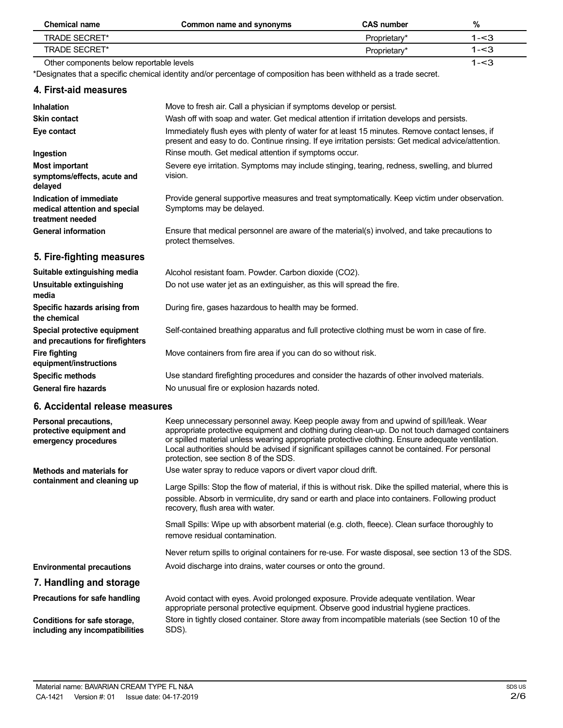| Chemical name | Common name and synonyms | CAS number | % |
| --- | --- | --- | --- |
| TRADE SECRET* | | Proprietary* | 1-<3 |
| TRADE SECRET* | | Proprietary* | 1-<3 |
| Other components below reportable levels | | | 1-<3 |

*Designates that a specific chemical identity and/or percentage of composition has been withheld as a trade secret.

## 4. First-aid measures

**Inhalation**
Move to fresh air. Call a physician if symptoms develop or persist.

**Skin contact**
Wash off with soap and water. Get medical attention if irritation develops and persists.

**Eye contact**
Immediately flush eyes with plenty of water for at least 15 minutes. Remove contact lenses, if present and easy to do. Continue rinsing. If eye irritation persists: Get medical advice/attention.

**Ingestion**
Rinse mouth. Get medical attention if symptoms occur.

**Most important symptoms/effects, acute and delayed**
Severe eye irritation. Symptoms may include stinging, tearing, redness, swelling, and blurred vision.

**Indication of immediate medical attention and special treatment needed**
Provide general supportive measures and treat symptomatically. Keep victim under observation. Symptoms may be delayed.

**General information**
Ensure that medical personnel are aware of the material(s) involved, and take precautions to protect themselves.

## 5. Fire-fighting measures

**Suitable extinguishing media**
Alcohol resistant foam. Powder. Carbon dioxide ($CO_2$).

**Unsuitable extinguishing media**
Do not use water jet as an extinguisher, as this will spread the fire.

**Specific hazards arising from the chemical**
During fire, gases hazardous to health may be formed.

**Special protective equipment and precautions for firefighters**
Self-contained breathing apparatus and full protective clothing must be worn in case of fire.

**Fire fighting equipment/instructions**
Move containers from fire area if you can do so without risk.

**Specific methods**
Use standard firefighting procedures and consider the hazards of other involved materials.

**General fire hazards**
No unusual fire or explosion hazards noted.

## 6. Accidental release measures

**Personal precautions, protective equipment and emergency procedures**
Keep unnecessary personnel away. Keep people away from and upwind of spill/leak. Wear appropriate protective equipment and clothing during clean-up. Do not touch damaged containers or spilled material unless wearing appropriate protective clothing. Ensure adequate ventilation. Local authorities should be advised if significant spillages cannot be contained. For personal protection, see section 8 of the SDS.

**Methods and materials for containment and cleaning up**
Use water spray to reduce vapors or divert vapor cloud drift.

Large Spills: Stop the flow of material, if this is without risk. Dike the spilled material, where this is possible. Absorb in vermiculite, dry sand or earth and place into containers. Following product recovery, flush area with water.

Small Spills: Wipe up with absorbent material (e.g. cloth, fleece). Clean surface thoroughly to remove residual contamination.

Never return spills to original containers for re-use. For waste disposal, see section 13 of the SDS.

**Environmental precautions**
Avoid discharge into drains, water courses or onto the ground.

## 7. Handling and storage

**Precautions for safe handling**
Avoid contact with eyes. Avoid prolonged exposure. Provide adequate ventilation. Wear appropriate personal protective equipment. Observe good industrial hygiene practices.

**Conditions for safe storage, including any incompatibilities**
Store in tightly closed container. Store away from incompatible materials (see Section 10 of the SDS).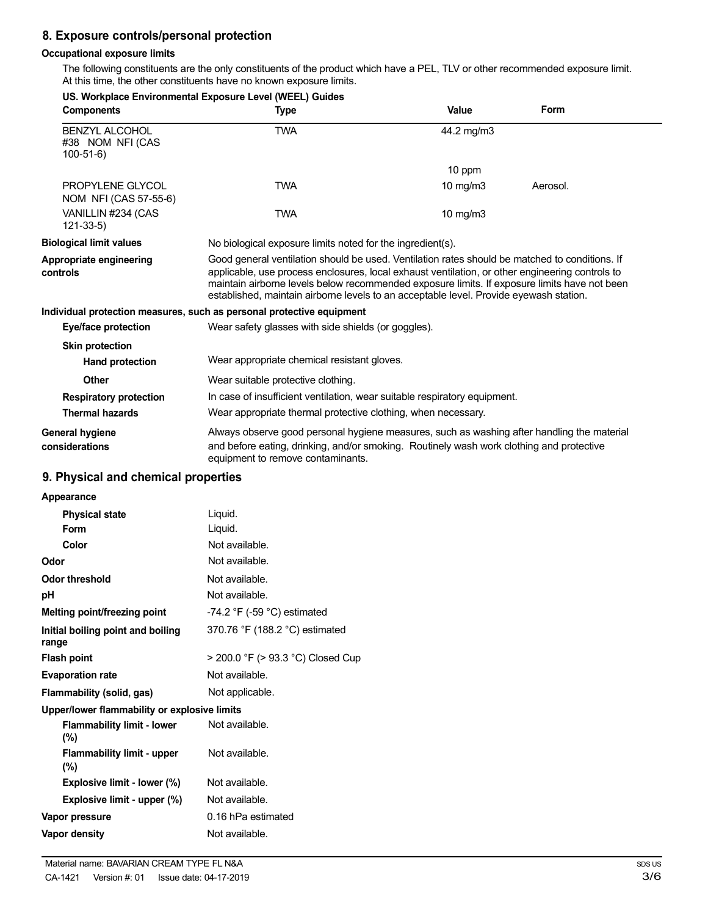## 8. Exposure controls/personal protection

### Occupational exposure limits

The following constituents are the only constituents of the product which have a PEL, TLV or other recommended exposure limit. At this time, the other constituents have no known exposure limits.

**US. Workplace Environmental Exposure Level (WEEL) Guides**

| Components | Type | Value | Form |
|---|---|---|---|
| BENZYL ALCOHOL #38 NOM NFI (CAS 100-51-6) | TWA | 44.2 mg/m3 | |
| | | 10 ppm | |
| PROPYLENE GLYCOL NOM NFI (CAS 57-55-6) | TWA | 10 mg/m3 | Aerosol. |
| VANILLIN #234 (CAS 121-33-5) | TWA | 10 mg/m3 | |

**Biological limit values** No biological exposure limits noted for the ingredient(s).

**Appropriate engineering controls** Good general ventilation should be used. Ventilation rates should be matched to conditions. If applicable, use process enclosures, local exhaust ventilation, or other engineering controls to maintain airborne levels below recommended exposure limits. If exposure limits have not been established, maintain airborne levels to an acceptable level. Provide eyewash station.

### Individual protection measures, such as personal protective equipment

**Eye/face protection** Wear safety glasses with side shields (or goggles).

**Skin protection**

**Hand protection** Wear appropriate chemical resistant gloves.

**Other** Wear suitable protective clothing.

**Respiratory protection** In case of insufficient ventilation, wear suitable respiratory equipment.

**Thermal hazards** Wear appropriate thermal protective clothing, when necessary.

**General hygiene considerations** Always observe good personal hygiene measures, such as washing after handling the material and before eating, drinking, and/or smoking. Routinely wash work clothing and protective equipment to remove contaminants.

## 9. Physical and chemical properties

**Appearance**

| | |
|---|---|
| **Physical state** | Liquid. |
| **Form** | Liquid. |
| **Color** | Not available. |
| **Odor** | Not available. |
| **Odor threshold** | Not available. |
| **pH** | Not available. |
| **Melting point/freezing point** | -74.2 °F (-59 °C) estimated |
| **Initial boiling point and boiling range** | 370.76 °F (188.2 °C) estimated |
| **Flash point** | > 200.0 °F (> 93.3 °C) Closed Cup |
| **Evaporation rate** | Not available. |
| **Flammability (solid, gas)** | Not applicable. |

**Upper/lower flammability or explosive limits**

| | |
|---|---|
| **Flammability limit - lower (%)** | Not available. |
| **Flammability limit - upper (%)** | Not available. |
| **Explosive limit - lower (%)** | Not available. |
| **Explosive limit - upper (%)** | Not available. |
| **Vapor pressure** | 0.16 hPa estimated |
| **Vapor density** | Not available. |

Material name: BAVARIAN CREAM TYPE FL N&A
CA-1421 Version #: 01 Issue date: 04-17-2019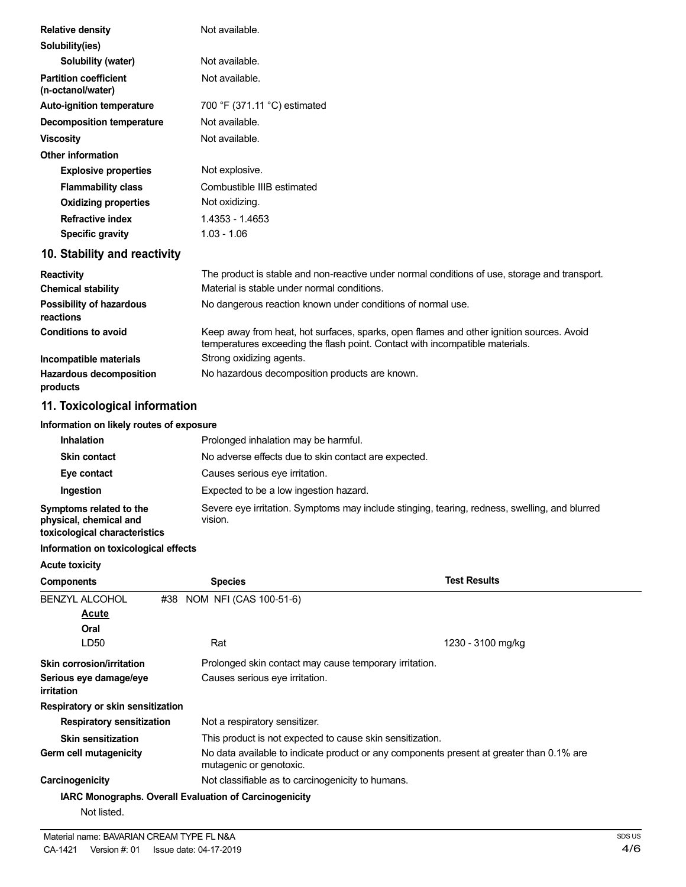| | |
|---|---|
| **Relative density** | Not available. |
| **Solubility(ies)** | |
| **Solubility (water)** | Not available. |
| **Partition coefficient (n-octanol/water)** | Not available. |
| **Auto-ignition temperature** | 700 °F (371.11 °C) estimated |
| **Decomposition temperature** | Not available. |
| **Viscosity** | Not available. |
| **Other information** | |
| **Explosive properties** | Not explosive. |
| **Flammability class** | Combustible IIIB estimated |
| **Oxidizing properties** | Not oxidizing. |
| **Refractive index** | 1.4353 - 1.4653 |
| **Specific gravity** | 1.03 - 1.06 |

## 10. Stability and reactivity

| | |
|---|---|
| **Reactivity** | The product is stable and non-reactive under normal conditions of use, storage and transport. |
| **Chemical stability** | Material is stable under normal conditions. |
| **Possibility of hazardous reactions** | No dangerous reaction known under conditions of normal use. |
| **Conditions to avoid** | Keep away from heat, hot surfaces, sparks, open flames and other ignition sources. Avoid temperatures exceeding the flash point. Contact with incompatible materials. |
| **Incompatible materials** | Strong oxidizing agents. |
| **Hazardous decomposition products** | No hazardous decomposition products are known. |

## 11. Toxicological information

**Information on likely routes of exposure**

| | |
|---|---|
| **Inhalation** | Prolonged inhalation may be harmful. |
| **Skin contact** | No adverse effects due to skin contact are expected. |
| **Eye contact** | Causes serious eye irritation. |
| **Ingestion** | Expected to be a low ingestion hazard. |
| **Symptoms related to the physical, chemical and toxicological characteristics** | Severe eye irritation. Symptoms may include stinging, tearing, redness, swelling, and blurred vision. |

**Information on toxicological effects**

**Acute toxicity**

| Components | Species | Test Results |
|---|---|---|
| BENZYL ALCOHOL #38 NOM NFI (CAS 100-51-6) | | |
| <u>Acute</u> | | |
| Oral | | |
| LD50 | Rat | 1230 - 3100 mg/kg |

| | |
|---|---|
| **Skin corrosion/irritation** | Prolonged skin contact may cause temporary irritation. |
| **Serious eye damage/eye irritation** | Causes serious eye irritation. |
| **Respiratory or skin sensitization** | |
| **Respiratory sensitization** | Not a respiratory sensitizer. |
| **Skin sensitization** | This product is not expected to cause skin sensitization. |
| **Germ cell mutagenicity** | No data available to indicate product or any components present at greater than 0.1% are mutagenic or genotoxic. |
| **Carcinogenicity** | Not classifiable as to carcinogenicity to humans. |

**IARC Monographs. Overall Evaluation of Carcinogenicity**

Not listed.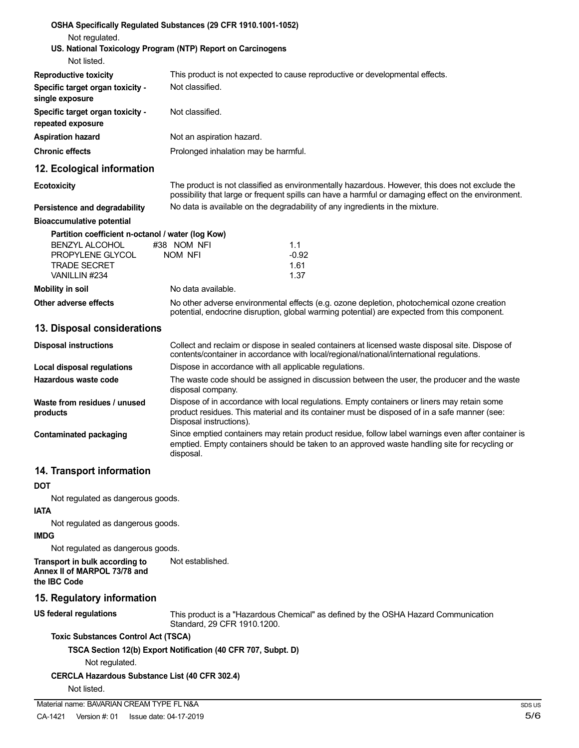**OSHA Specifically Regulated Substances (29 CFR 1910.1001-1052)**

Not regulated.

**US. National Toxicology Program (NTP) Report on Carcinogens**

Not listed.

| | |
|---|---|
| **Reproductive toxicity** | This product is not expected to cause reproductive or developmental effects. |
| **Specific target organ toxicity - single exposure** | Not classified. |
| **Specific target organ toxicity - repeated exposure** | Not classified. |
| **Aspiration hazard** | Not an aspiration hazard. |
| **Chronic effects** | Prolonged inhalation may be harmful. |

## 12. Ecological information

| | |
|---|---|
| **Ecotoxicity** | The product is not classified as environmentally hazardous. However, this does not exclude the possibility that large or frequent spills can have a harmful or damaging effect on the environment. |
| **Persistence and degradability** | No data is available on the degradability of any ingredients in the mixture. |

**Bioaccumulative potential**

**Partition coefficient n-octanol / water (log Kow)**

| | | |
|---|---|---|
| BENZYL ALCOHOL | #38 NOM NFI | 1.1 |
| PROPYLENE GLYCOL | NOM NFI | -0.92 |
| TRADE SECRET | | 1.61 |
| VANILLIN #234 | | 1.37 |

| | |
|---|---|
| **Mobility in soil** | No data available. |
| **Other adverse effects** | No other adverse environmental effects (e.g. ozone depletion, photochemical ozone creation potential, endocrine disruption, global warming potential) are expected from this component. |

## 13. Disposal considerations

| | |
|---|---|
| **Disposal instructions** | Collect and reclaim or dispose in sealed containers at licensed waste disposal site. Dispose of contents/container in accordance with local/regional/national/international regulations. |
| **Local disposal regulations** | Dispose in accordance with all applicable regulations. |
| **Hazardous waste code** | The waste code should be assigned in discussion between the user, the producer and the waste disposal company. |
| **Waste from residues / unused products** | Dispose of in accordance with local regulations. Empty containers or liners may retain some product residues. This material and its container must be disposed of in a safe manner (see: Disposal instructions). |
| **Contaminated packaging** | Since emptied containers may retain product residue, follow label warnings even after container is emptied. Empty containers should be taken to an approved waste handling site for recycling or disposal. |

## 14. Transport information

**DOT**

Not regulated as dangerous goods.

**IATA**

Not regulated as dangerous goods.

**IMDG**

Not regulated as dangerous goods.

| | |
|---|---|
| **Transport in bulk according to Annex II of MARPOL 73/78 and the IBC Code** | Not established. |

## 15. Regulatory information

| | |
|---|---|
| **US federal regulations** | This product is a "Hazardous Chemical" as defined by the OSHA Hazard Communication Standard, 29 CFR 1910.1200. |

**Toxic Substances Control Act (TSCA)**

**TSCA Section 12(b) Export Notification (40 CFR 707, Subpt. D)**

Not regulated.

**CERCLA Hazardous Substance List (40 CFR 302.4)**

Not listed.

Material name: BAVARIAN CREAM TYPE FL N&A

CA-1421 Version #: 01 Issue date: 04-17-2019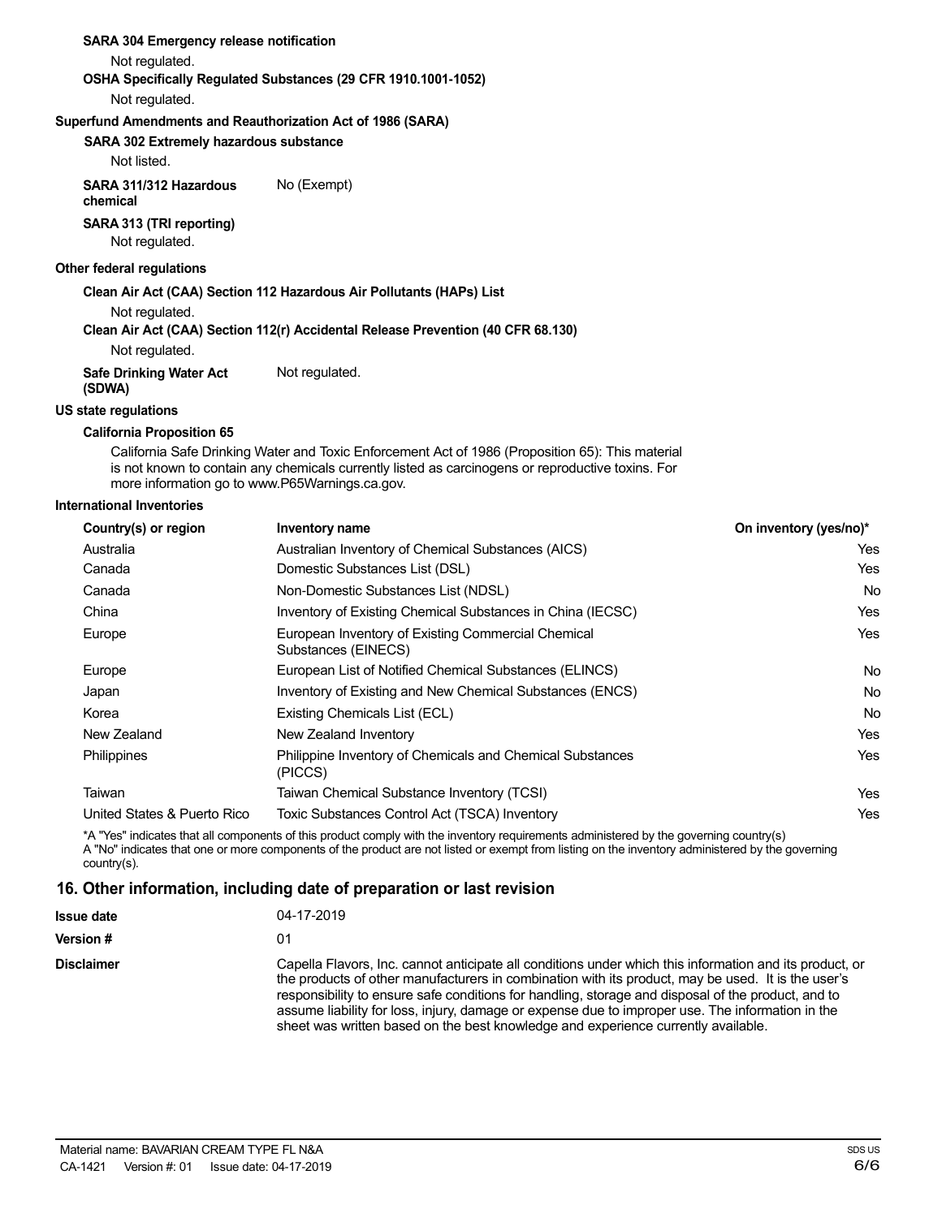**SARA 304 Emergency release notification**

Not regulated.

**OSHA Specifically Regulated Substances (29 CFR 1910.1001-1052)**

Not regulated.

**Superfund Amendments and Reauthorization Act of 1986 (SARA)**

**SARA 302 Extremely hazardous substance**

Not listed.

**SARA 311/312 Hazardous chemical** No (Exempt)

**SARA 313 (TRI reporting)**

Not regulated.

**Other federal regulations**

**Clean Air Act (CAA) Section 112 Hazardous Air Pollutants (HAPs) List**

Not regulated.

**Clean Air Act (CAA) Section 112(r) Accidental Release Prevention (40 CFR 68.130)**

Not regulated.

**Safe Drinking Water Act (SDWA)** Not regulated.

**US state regulations**

**California Proposition 65**

California Safe Drinking Water and Toxic Enforcement Act of 1986 (Proposition 65): This material is not known to contain any chemicals currently listed as carcinogens or reproductive toxins. For more information go to www.P65Warnings.ca.gov.

**International Inventories**

| Country(s) or region | Inventory name | On inventory (yes/no)* |
|---|---|---|
| Australia | Australian Inventory of Chemical Substances (AICS) | Yes |
| Canada | Domestic Substances List (DSL) | Yes |
| Canada | Non-Domestic Substances List (NDSL) | No |
| China | Inventory of Existing Chemical Substances in China (IECSC) | Yes |
| Europe | European Inventory of Existing Commercial Chemical Substances (EINECS) | Yes |
| Europe | European List of Notified Chemical Substances (ELINCS) | No |
| Japan | Inventory of Existing and New Chemical Substances (ENCS) | No |
| Korea | Existing Chemicals List (ECL) | No |
| New Zealand | New Zealand Inventory | Yes |
| Philippines | Philippine Inventory of Chemicals and Chemical Substances (PICCS) | Yes |
| Taiwan | Taiwan Chemical Substance Inventory (TCSI) | Yes |
| United States & Puerto Rico | Toxic Substances Control Act (TSCA) Inventory | Yes |

*A "Yes" indicates that all components of this product comply with the inventory requirements administered by the governing country(s)
A "No" indicates that one or more components of the product are not listed or exempt from listing on the inventory administered by the governing country(s).

## 16. Other information, including date of preparation or last revision

**Issue date** 04-17-2019

**Version #** 01

**Disclaimer** Capella Flavors, Inc. cannot anticipate all conditions under which this information and its product, or the products of other manufacturers in combination with its product, may be used. It is the user's responsibility to ensure safe conditions for handling, storage and disposal of the product, and to assume liability for loss, injury, damage or expense due to improper use. The information in the sheet was written based on the best knowledge and experience currently available.